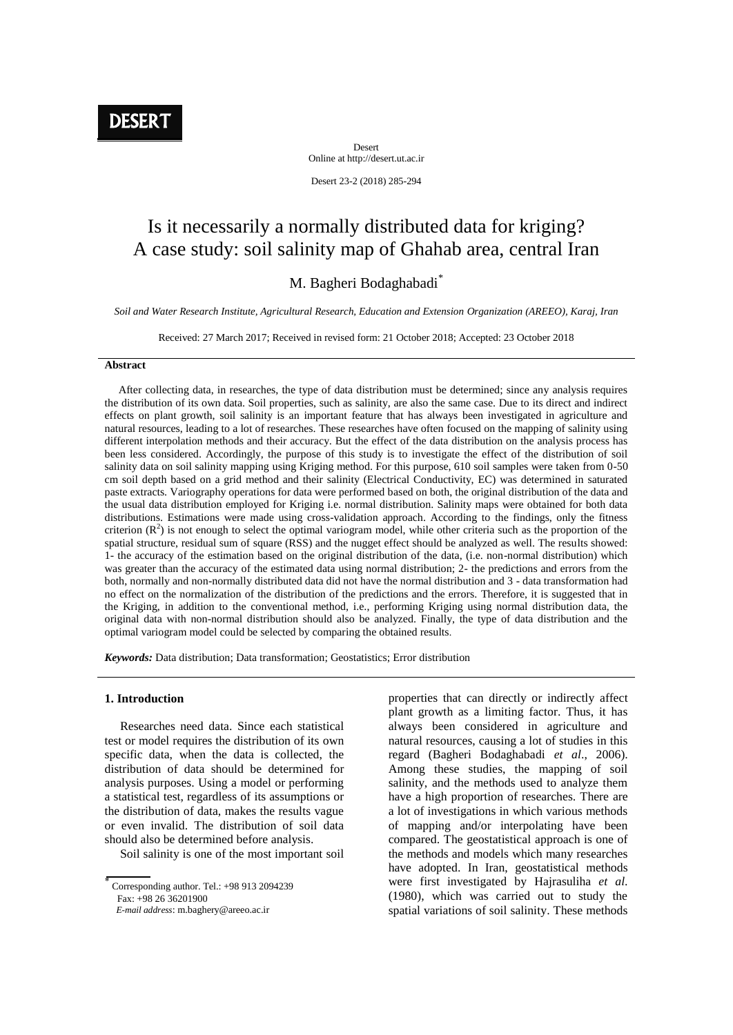# Is it necessarily a normally distributed data for kriging? A case study: soil salinity map of Ghahab area, central Iran

M. Bagheri Bodaghabadi*

*Soil and Water Research Institute, Agricultural Research, Education and Extension Organization (AREEO), Karaj, Iran*

Received: 27 March 2017; Received in revised form: 21 October 2018; Accepted: 23 October 2018

## Abstract

After collecting data, in researches, the type of data distribution must be determined; since any analysis requires the distribution of its own data. Soil properties, such as salinity, are also the same case. Due to its direct and indirect effects on plant growth, soil salinity is an important feature that has always been investigated in agriculture and natural resources, leading to a lot of researches. These researches have often focused on the mapping of salinity using different interpolation methods and their accuracy. But the effect of the data distribution on the analysis process has been less considered. Accordingly, the purpose of this study is to investigate the effect of the distribution of soil salinity data on soil salinity mapping using Kriging method. For this purpose, 610 soil samples were taken from 0-50 cm soil depth based on a grid method and their salinity (Electrical Conductivity, EC) was determined in saturated paste extracts. Variography operations for data were performed based on both, the original distribution of the data and the usual data distribution employed for Kriging i.e. normal distribution. Salinity maps were obtained for both data distributions. Estimations were made using cross-validation approach. According to the findings, only the fitness criterion ($R^2$) is not enough to select the optimal variogram model, while other criteria such as the proportion of the spatial structure, residual sum of square (RSS) and the nugget effect should be analyzed as well. The results showed: 1- the accuracy of the estimation based on the original distribution of the data, (i.e. non-normal distribution) which was greater than the accuracy of the estimated data using normal distribution; 2- the predictions and errors from the both, normally and non-normally distributed data did not have the normal distribution and 3 - data transformation had no effect on the normalization of the distribution of the predictions and the errors. Therefore, it is suggested that in the Kriging, in addition to the conventional method, i.e., performing Kriging using normal distribution data, the original data with non-normal distribution should also be analyzed. Finally, the type of data distribution and the optimal variogram model could be selected by comparing the obtained results.

***Keywords:*** Data distribution; Data transformation; Geostatistics; Error distribution

## 1. Introduction

Researches need data. Since each statistical test or model requires the distribution of its own specific data, when the data is collected, the distribution of data should be determined for analysis purposes. Using a model or performing a statistical test, regardless of its assumptions or the distribution of data, makes the results vague or even invalid. The distribution of soil data should also be determined before analysis.

Soil salinity is one of the most important soil properties that can directly or indirectly affect plant growth as a limiting factor. Thus, it has always been considered in agriculture and natural resources, causing a lot of studies in this regard (Bagheri Bodaghabadi *et al*., 2006). Among these studies, the mapping of soil salinity, and the methods used to analyze them have a high proportion of researches. There are a lot of investigations in which various methods of mapping and/or interpolating have been compared. The geostatistical approach is one of the methods and models which many researches have adopted. In Iran, geostatistical methods were first investigated by Hajrasuliha *et al.* (1980), which was carried out to study the spatial variations of soil salinity. These methods

* Corresponding author. Tel.: +98 913 2094239
Fax: +98 26 36201900
*E-mail address*: m.baghery@areeo.ac.ir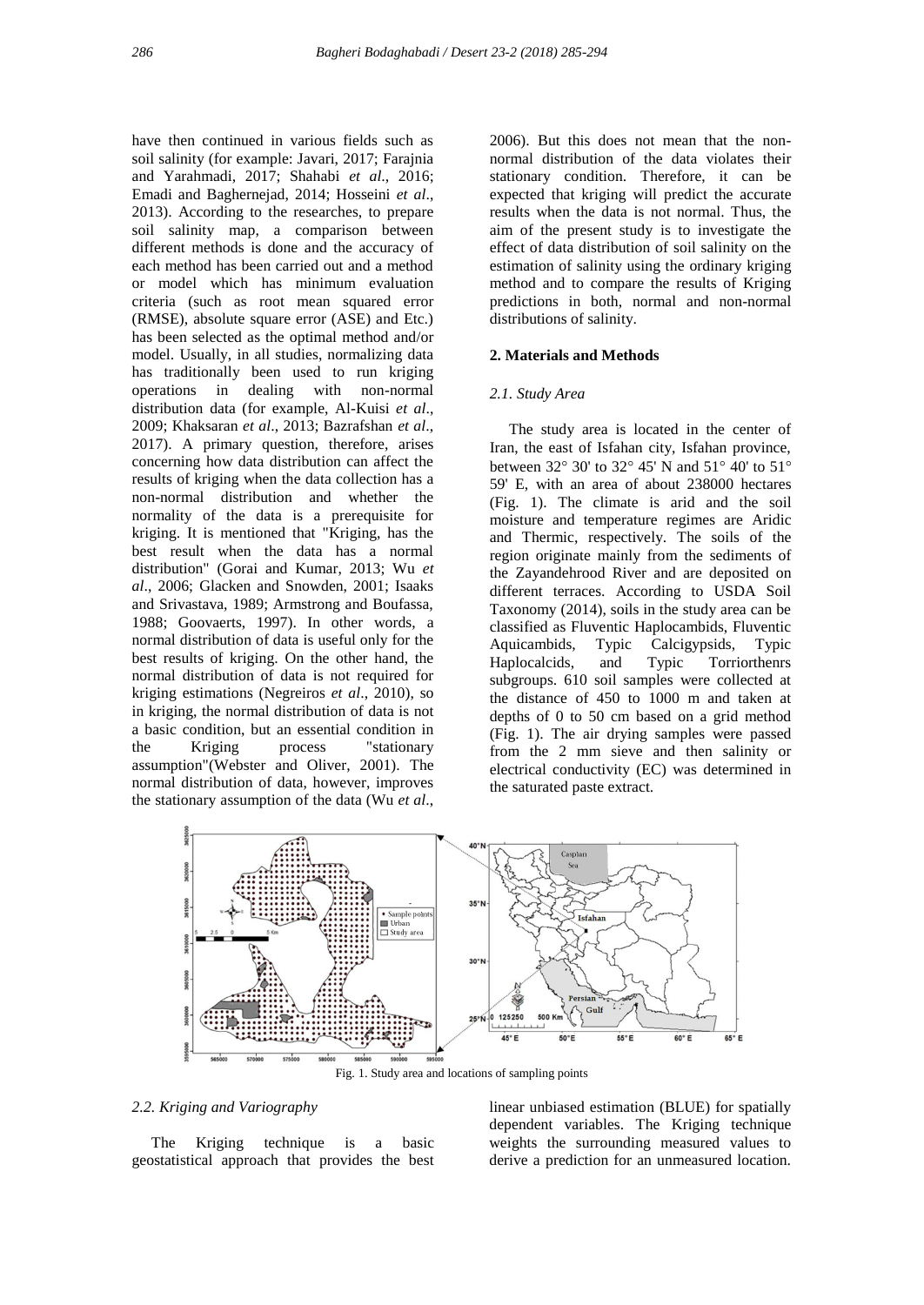have then continued in various fields such as soil salinity (for example: Javari, 2017; Farajnia and Yarahmadi, 2017; Shahabi *et al*., 2016; Emadi and Baghernejad, 2014; Hosseini *et al*., 2013). According to the researches, to prepare soil salinity map, a comparison between different methods is done and the accuracy of each method has been carried out and a method or model which has minimum evaluation criteria (such as root mean squared error (RMSE), absolute square error (ASE) and Etc.) has been selected as the optimal method and/or model. Usually, in all studies, normalizing data has traditionally been used to run kriging operations in dealing with non-normal distribution data (for example, Al-Kuisi *et al*., 2009; Khaksaran *et al*., 2013; Bazrafshan *et al*., 2017). A primary question, therefore, arises concerning how data distribution can affect the results of kriging when the data collection has a non-normal distribution and whether the normality of the data is a prerequisite for kriging. It is mentioned that "Kriging, has the best result when the data has a normal distribution" (Gorai and Kumar, 2013; Wu *et al*., 2006; Glacken and Snowden, 2001; Isaaks and Srivastava, 1989; Armstrong and Boufassa, 1988; Goovaerts, 1997). In other words, a normal distribution of data is useful only for the best results of kriging. On the other hand, the normal distribution of data is not required for kriging estimations (Negreiros *et al*., 2010), so in kriging, the normal distribution of data is not a basic condition, but an essential condition in the Kriging process "stationary assumption"(Webster and Oliver, 2001). The normal distribution of data, however, improves the stationary assumption of the data (Wu *et al*., 2006). But this does not mean that the non-normal distribution of the data violates their stationary condition. Therefore, it can be expected that kriging will predict the accurate results when the data is not normal. Thus, the aim of the present study is to investigate the effect of data distribution of soil salinity on the estimation of salinity using the ordinary kriging method and to compare the results of Kriging predictions in both, normal and non-normal distributions of salinity.

## 2. Materials and Methods

### *2.1. Study Area*

The study area is located in the center of Iran, the east of Isfahan city, Isfahan province, between 32° 30' to 32° 45' N and 51° 40' to 51° 59' E, with an area of about 238000 hectares (Fig. 1). The climate is arid and the soil moisture and temperature regimes are Aridic and Thermic, respectively. The soils of the region originate mainly from the sediments of the Zayandehrood River and are deposited on different terraces. According to USDA Soil Taxonomy (2014), soils in the study area can be classified as Fluventic Haplocambids, Fluventic Aquicambids, Typic Calcigypsids, Typic Haplocalcids, and Typic Torriorthenrs subgroups. 610 soil samples were collected at the distance of 450 to 1000 m and taken at depths of 0 to 50 cm based on a grid method (Fig. 1). The air drying samples were passed from the 2 mm sieve and then salinity or electrical conductivity (EC) was determined in the saturated paste extract.

Fig. 1. Study area and locations of sampling points

### *2.2. Kriging and Variography*

The Kriging technique is a basic geostatistical approach that provides the best linear unbiased estimation (BLUE) for spatially dependent variables. The Kriging technique weights the surrounding measured values to derive a prediction for an unmeasured location.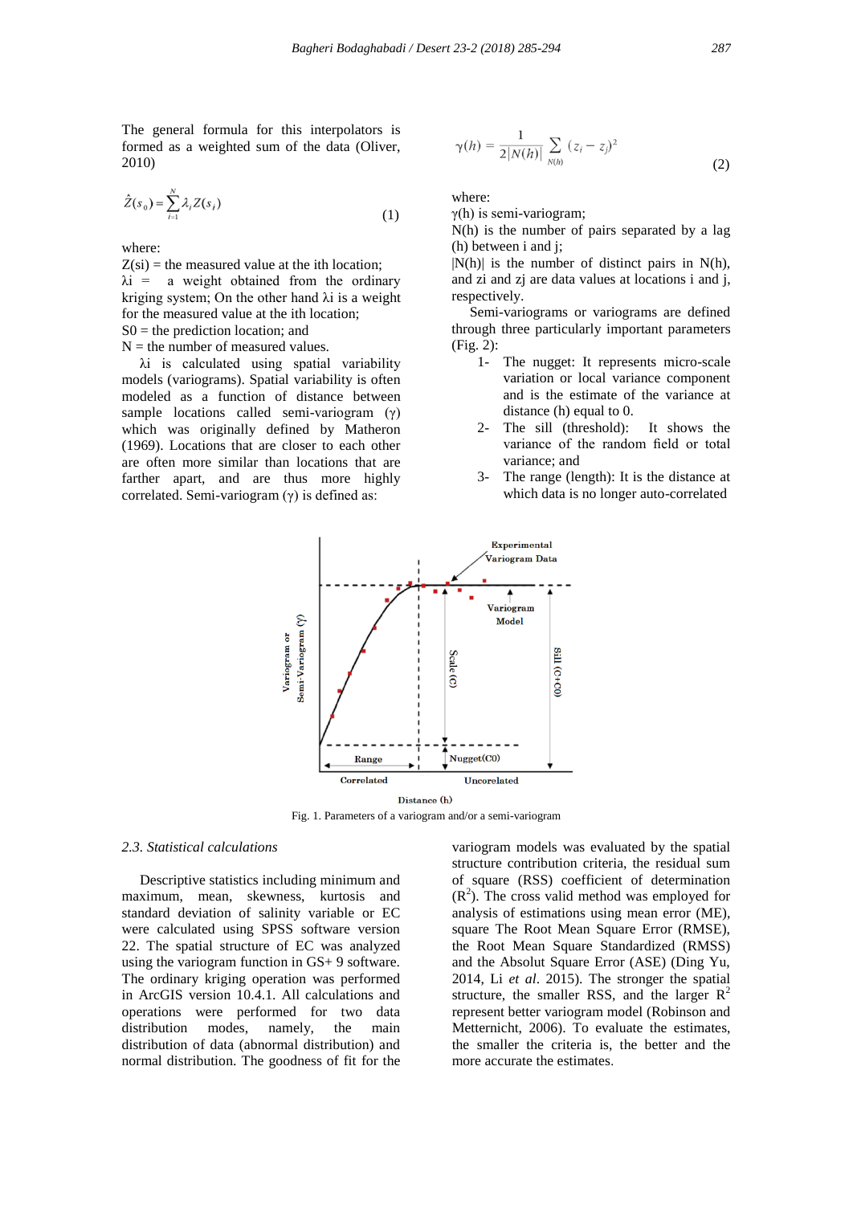The general formula for this interpolators is formed as a weighted sum of the data (Oliver, 2010)

$$\hat{Z}(s_0) = \sum_{i=1}^{N} \lambda_i Z(s_i) \quad (1)$$

where:

$Z(s_i)$ = the measured value at the ith location;

$\lambda_i$ = a weight obtained from the ordinary kriging system; On the other hand $\lambda_i$ is a weight for the measured value at the ith location;

$S_0$ = the prediction location; and

N = the number of measured values.

$\lambda_i$ is calculated using spatial variability models (variograms). Spatial variability is often modeled as a function of distance between sample locations called semi-variogram ($\gamma$) which was originally defined by Matheron (1969). Locations that are closer to each other are often more similar than locations that are farther apart, and are thus more highly correlated. Semi-variogram ($\gamma$) is defined as:

$$\gamma(h) = \frac{1}{2|N(h)|} \sum_{N(h)} (z_i - z_j)^2 \quad (2)$$

where:

$\gamma(h)$ is semi-variogram;

N(h) is the number of pairs separated by a lag (h) between i and j;

|N(h)| is the number of distinct pairs in N(h), and $z_i$ and $z_j$ are data values at locations i and j, respectively.

Semi-variograms or variograms are defined through three particularly important parameters (Fig. 2):

1- The nugget: It represents micro-scale variation or local variance component and is the estimate of the variance at distance (h) equal to 0.

2- The sill (threshold): It shows the variance of the random field or total variance; and

3- The range (length): It is the distance at which data is no longer auto-correlated

Experimental Variogram Data

Variogram Model

Variogram or Semi-Variogram (γ)

Scale (C)

Sill (C+C0)

Range

Nugget(C0)

Correlated

Uncorelated

Distance (h)

Fig. 1. Parameters of a variogram and/or a semi-variogram

### 2.3. Statistical calculations

Descriptive statistics including minimum and maximum, mean, skewness, kurtosis and standard deviation of salinity variable or EC were calculated using SPSS software version 22. The spatial structure of EC was analyzed using the variogram function in GS+ 9 software. The ordinary kriging operation was performed in ArcGIS version 10.4.1. All calculations and operations were performed for two data distribution modes, namely, the main distribution of data (abnormal distribution) and normal distribution. The goodness of fit for the variogram models was evaluated by the spatial structure contribution criteria, the residual sum of square (RSS) coefficient of determination ($R^2$). The cross valid method was employed for analysis of estimations using mean error (ME), square The Root Mean Square Error (RMSE), the Root Mean Square Standardized (RMSS) and the Absolut Square Error (ASE) (Ding Yu, 2014, Li *et al*. 2015). The stronger the spatial structure, the smaller RSS, and the larger $R^2$ represent better variogram model (Robinson and Metternicht, 2006). To evaluate the estimates, the smaller the criteria is, the better and the more accurate the estimates.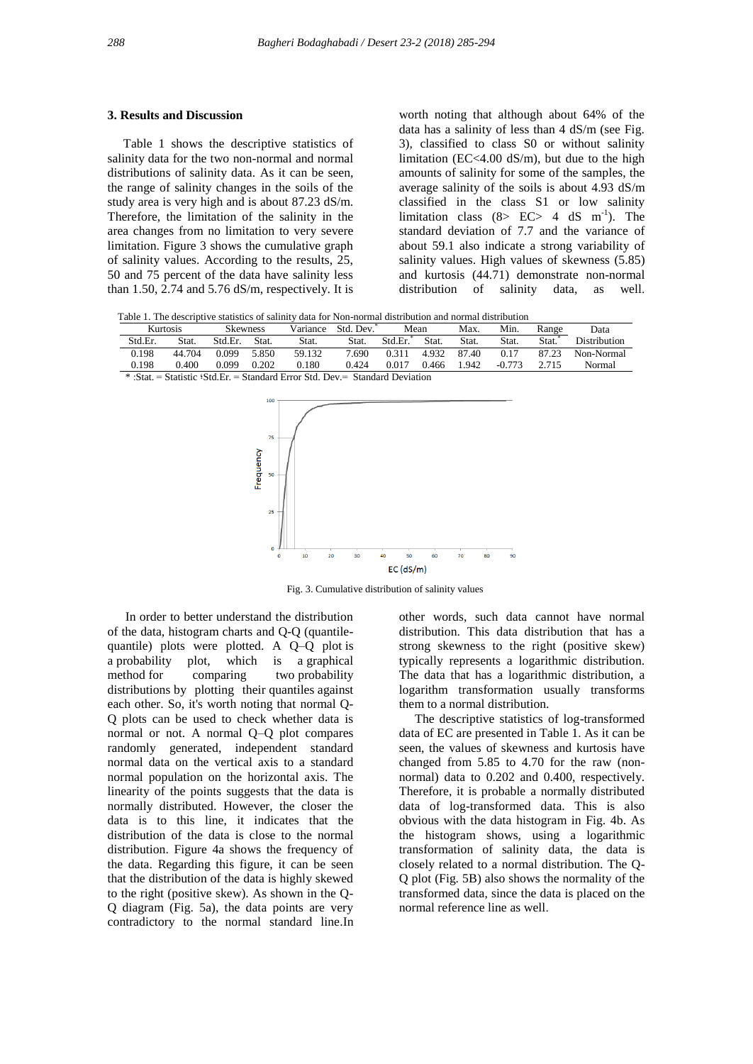## 3. Results and Discussion

Table 1 shows the descriptive statistics of salinity data for the two non-normal and normal distributions of salinity data. As it can be seen, the range of salinity changes in the soils of the study area is very high and is about 87.23 dS/m. Therefore, the limitation of the salinity in the area changes from no limitation to very severe limitation. Figure 3 shows the cumulative graph of salinity values. According to the results, 25, 50 and 75 percent of the data have salinity less than 1.50, 2.74 and 5.76 dS/m, respectively. It is worth noting that although about 64% of the data has a salinity of less than 4 dS/m (see Fig. 3), classified to class S0 or without salinity limitation (EC<4.00 dS/m), but due to the high amounts of salinity for some of the samples, the average salinity of the soils is about 4.93 dS/m classified in the class S1 or low salinity limitation class (8> EC> 4 dS $m^{-1}$). The standard deviation of 7.7 and the variance of about 59.1 also indicate a strong variability of salinity values. High values of skewness (5.85) and kurtosis (44.71) demonstrate non-normal distribution of salinity data, as well.

Table 1. The descriptive statistics of salinity data for Non-normal distribution and normal distribution

| Kurtosis | | Skewness | | Variance | Std. Dev.* | Mean | | Max. | Min. | Range | Data |
|---|---|---|---|---|---|---|---|---|---|---|---|
| Std.Er. | Stat. | Std.Er. | Stat. | Stat. | Stat. | Std.Er.* | Stat. | Stat. | Stat. | Stat.* | Distribution |
| 0.198 | 44.704 | 0.099 | 5.850 | 59.132 | 7.690 | 0.311 | 4.932 | 87.40 | 0.17 | 87.23 | Non-Normal |
| 0.198 | 0.400 | 0.099 | 0.202 | 0.180 | 0.424 | 0.017 | 0.466 | 1.942 | -0.773 | 2.715 | Normal |

* :Stat. = Statistic ؛Std.Er. = Standard Error Std. Dev.= Standard Deviation

Frequency
100
75
50
25
0
0 10 20 30 40 50 60 70 80 90
EC (dS/m)

Fig. 3. Cumulative distribution of salinity values

In order to better understand the distribution of the data, histogram charts and Q-Q (quantile-quantile) plots were plotted. A Q–Q plot is a probability plot, which is a graphical method for comparing two probability distributions by plotting their quantiles against each other. So, it's worth noting that normal Q-Q plots can be used to check whether data is normal or not. A normal Q–Q plot compares randomly generated, independent standard normal data on the vertical axis to a standard normal population on the horizontal axis. The linearity of the points suggests that the data is normally distributed. However, the closer the data is to this line, it indicates that the distribution of the data is close to the normal distribution. Figure 4a shows the frequency of the data. Regarding this figure, it can be seen that the distribution of the data is highly skewed to the right (positive skew). As shown in the Q-Q diagram (Fig. 5a), the data points are very contradictory to the normal standard line.In other words, such data cannot have normal distribution. This data distribution that has a strong skewness to the right (positive skew) typically represents a logarithmic distribution. The data that has a logarithmic distribution, a logarithm transformation usually transforms them to a normal distribution.

The descriptive statistics of log-transformed data of EC are presented in Table 1. As it can be seen, the values of skewness and kurtosis have changed from 5.85 to 4.70 for the raw (non-normal) data to 0.202 and 0.400, respectively. Therefore, it is probable a normally distributed data of log-transformed data. This is also obvious with the data histogram in Fig. 4b. As the histogram shows, using a logarithmic transformation of salinity data, the data is closely related to a normal distribution. The Q-Q plot (Fig. 5B) also shows the normality of the transformed data, since the data is placed on the normal reference line as well.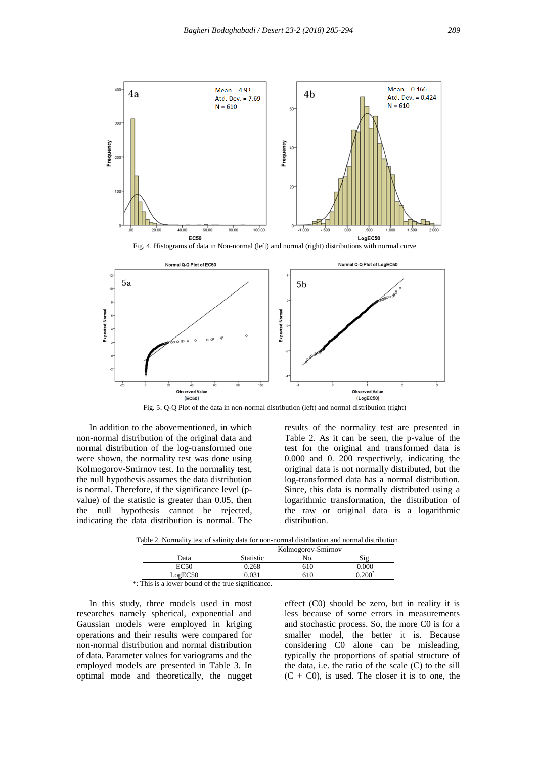4a

Mean = 4.93
Atd. Dev. = 7.69
N = 610

Frequency

EC50

4b

Mean = 0.466
Atd. Dev. = 0.424
N = 610

Frequency

LogEC50

Fig. 4. Histograms of data in Non-normal (left) and normal (right) distributions with normal curve

Normal Q-Q Plot of EC50

5a

Expected Normal

Observed Value
(EC50)

Normal Q-Q Plot of LogEC50

5b

Expected Normal

Observed Value
(LogEC50)

Fig. 5. Q-Q Plot of the data in non-normal distribution (left) and normal distribution (right)

In addition to the abovementioned, in which non-normal distribution of the original data and normal distribution of the log-transformed one were shown, the normality test was done using Kolmogorov-Smirnov test. In the normality test, the null hypothesis assumes the data distribution is normal. Therefore, if the significance level (p-value) of the statistic is greater than 0.05, then the null hypothesis cannot be rejected, indicating the data distribution is normal. The results of the normality test are presented in Table 2. As it can be seen, the p-value of the test for the original and transformed data is 0.000 and 0. 200 respectively, indicating the original data is not normally distributed, but the log-transformed data has a normal distribution. Since, this data is normally distributed using a logarithmic transformation, the distribution of the raw or original data is a logarithmic distribution.

Table 2. Normality test of salinity data for non-normal distribution and normal distribution

| Data | Kolmogorov-Smirnov | | |
|---|---|---|---|
| | Statistic | No. | Sig. |
| EC50 | 0.268 | 610 | 0.000 |
| LogEC50 | 0.031 | 610 | 0.200* |

*: This is a lower bound of the true significance.

In this study, three models used in most researches namely spherical, exponential and Gaussian models were employed in kriging operations and their results were compared for non-normal distribution and normal distribution of data. Parameter values for variograms and the employed models are presented in Table 3. In optimal mode and theoretically, the nugget effect (C0) should be zero, but in reality it is less because of some errors in measurements and stochastic process. So, the more C0 is for a smaller model, the better it is. Because considering C0 alone can be misleading, typically the proportions of spatial structure of the data, i.e. the ratio of the scale (C) to the sill (C + C0), is used. The closer it is to one, the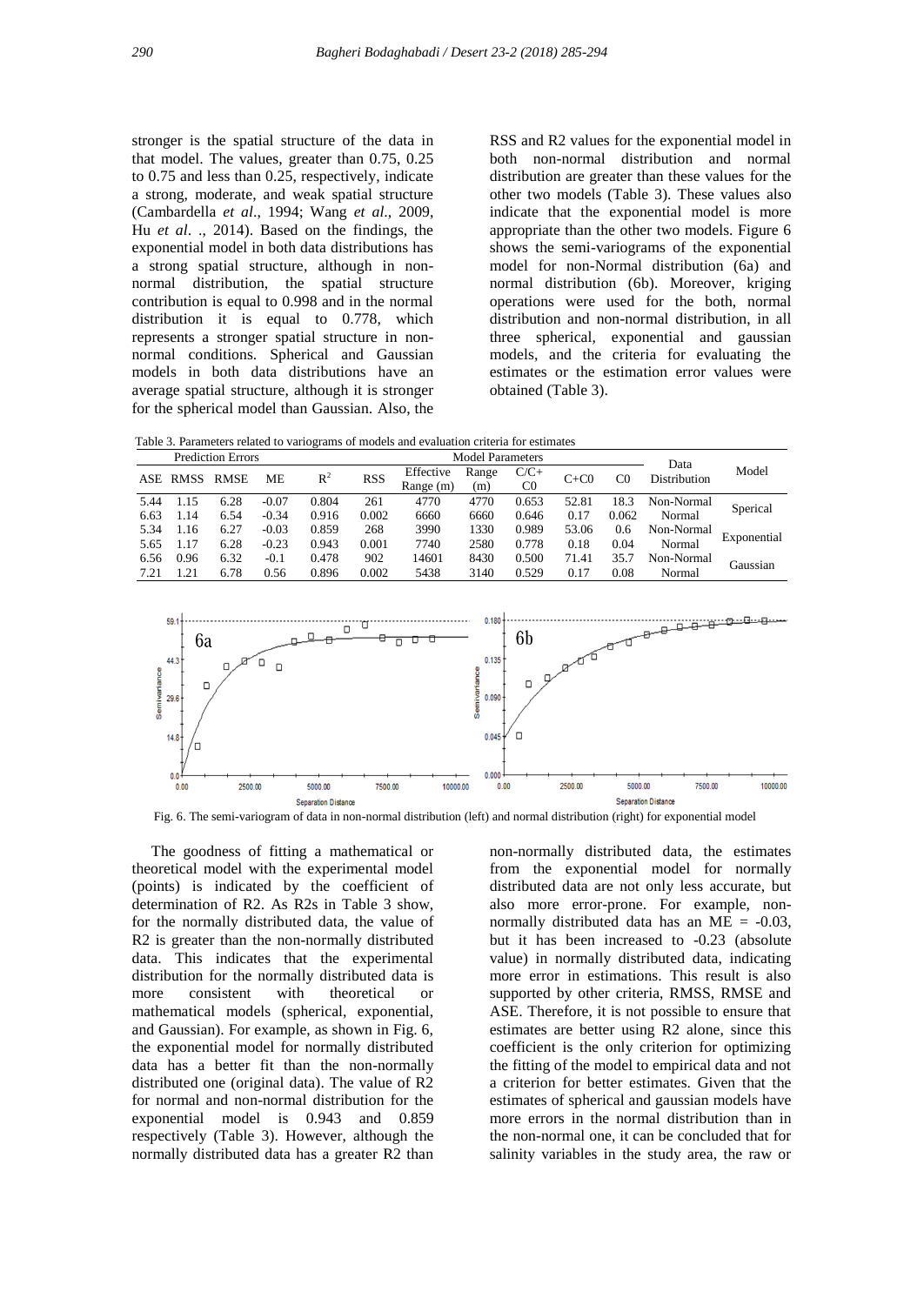stronger is the spatial structure of the data in that model. The values, greater than 0.75, 0.25 to 0.75 and less than 0.25, respectively, indicate a strong, moderate, and weak spatial structure (Cambardella *et al*., 1994; Wang *et al*., 2009, Hu *et al*. ., 2014). Based on the findings, the exponential model in both data distributions has a strong spatial structure, although in non-normal distribution, the spatial structure contribution is equal to 0.998 and in the normal distribution it is equal to 0.778, which represents a stronger spatial structure in non-normal conditions. Spherical and Gaussian models in both data distributions have an average spatial structure, although it is stronger for the spherical model than Gaussian. Also, the RSS and R2 values for the exponential model in both non-normal distribution and normal distribution are greater than these values for the other two models (Table 3). These values also indicate that the exponential model is more appropriate than the other two models. Figure 6 shows the semi-variograms of the exponential model for non-Normal distribution (6a) and normal distribution (6b). Moreover, kriging operations were used for the both, normal distribution and non-normal distribution, in all three spherical, exponential and gaussian models, and the criteria for evaluating the estimates or the estimation error values were obtained (Table 3).

Table 3. Parameters related to variograms of models and evaluation criteria for estimates

| Prediction Errors | | | | Model Parameters | | | | | | | Data Distribution | Model |
|---|---|---|---|---|---|---|---|---|---|---|---|---|
| ASE | RMSS | RMSE | ME | $R^2$ | RSS | Effective Range (m) | Range (m) | C/C+C0 | C+C0 | C0 | | |
| 5.44 | 1.15 | 6.28 | -0.07 | 0.804 | 261 | 4770 | 4770 | 0.653 | 52.81 | 18.3 | Non-Normal | Sperical |
| 6.63 | 1.14 | 6.54 | -0.34 | 0.916 | 0.002 | 6660 | 6660 | 0.646 | 0.17 | 0.062 | Normal | |
| 5.34 | 1.16 | 6.27 | -0.03 | 0.859 | 268 | 3990 | 1330 | 0.989 | 53.06 | 0.6 | Non-Normal | Exponential |
| 5.65 | 1.17 | 6.28 | -0.23 | 0.943 | 0.001 | 7740 | 2580 | 0.778 | 0.18 | 0.04 | Normal | |
| 6.56 | 0.96 | 6.32 | -0.1 | 0.478 | 902 | 14601 | 8430 | 0.500 | 71.41 | 35.7 | Non-Normal | Gaussian |
| 7.21 | 1.21 | 6.78 | 0.56 | 0.896 | 0.002 | 5438 | 3140 | 0.529 | 0.17 | 0.08 | Normal | |

Fig. 6. The semi-variogram of data in non-normal distribution (left) and normal distribution (right) for exponential model

The goodness of fitting a mathematical or theoretical model with the experimental model (points) is indicated by the coefficient of determination of R2. As R2s in Table 3 show, for the normally distributed data, the value of R2 is greater than the non-normally distributed data. This indicates that the experimental distribution for the normally distributed data is more consistent with theoretical or mathematical models (spherical, exponential, and Gaussian). For example, as shown in Fig. 6, the exponential model for normally distributed data has a better fit than the non-normally distributed one (original data). The value of R2 for normal and non-normal distribution for the exponential model is 0.943 and 0.859 respectively (Table 3). However, although the normally distributed data has a greater R2 than non-normally distributed data, the estimates from the exponential model for normally distributed data are not only less accurate, but also more error-prone. For example, non-normally distributed data has an ME = -0.03, but it has been increased to -0.23 (absolute value) in normally distributed data, indicating more error in estimations. This result is also supported by other criteria, RMSS, RMSE and ASE. Therefore, it is not possible to ensure that estimates are better using R2 alone, since this coefficient is the only criterion for optimizing the fitting of the model to empirical data and not a criterion for better estimates. Given that the estimates of spherical and gaussian models have more errors in the normal distribution than in the non-normal one, it can be concluded that for salinity variables in the study area, the raw or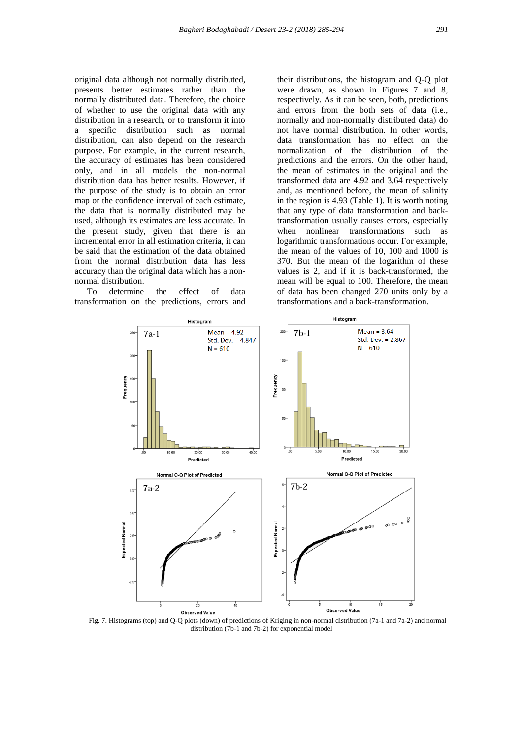original data although not normally distributed, presents better estimates rather than the normally distributed data. Therefore, the choice of whether to use the original data with any distribution in a research, or to transform it into a specific distribution such as normal distribution, can also depend on the research purpose. For example, in the current research, the accuracy of estimates has been considered only, and in all models the non-normal distribution data has better results. However, if the purpose of the study is to obtain an error map or the confidence interval of each estimate, the data that is normally distributed may be used, although its estimates are less accurate. In the present study, given that there is an incremental error in all estimation criteria, it can be said that the estimation of the data obtained from the normal distribution data has less accuracy than the original data which has a non-normal distribution.

To determine the effect of data transformation on the predictions, errors and their distributions, the histogram and Q-Q plot were drawn, as shown in Figures 7 and 8, respectively. As it can be seen, both, predictions and errors from the both sets of data (i.e., normally and non-normally distributed data) do not have normal distribution. In other words, data transformation has no effect on the normalization of the distribution of the predictions and the errors. On the other hand, the mean of estimates in the original and the transformed data are 4.92 and 3.64 respectively and, as mentioned before, the mean of salinity in the region is 4.93 (Table 1). It is worth noting that any type of data transformation and back-transformation usually causes errors, especially when nonlinear transformations such as logarithmic transformations occur. For example, the mean of the values of 10, 100 and 1000 is 370. But the mean of the logarithm of these values is 2, and if it is back-transformed, the mean will be equal to 100. Therefore, the mean of data has been changed 270 units only by a transformations and a back-transformation.

Histogram

7a-1

Mean = 4.92
Std. Dev. = 4.847
N = 610

Frequency

Predicted

Histogram

7b-1

Mean = 3.64
Std. Dev. = 2.867
N = 610

Frequency

Predicted

Normal Q-Q Plot of Predicted

7a-2

Expected Normal

Observed Value

Normal Q-Q Plot of Predicted

7b-2

Expected Normal

Observed Value

Fig. 7. Histograms (top) and Q-Q plots (down) of predictions of Kriging in non-normal distribution (7a-1 and 7a-2) and normal distribution (7b-1 and 7b-2) for exponential model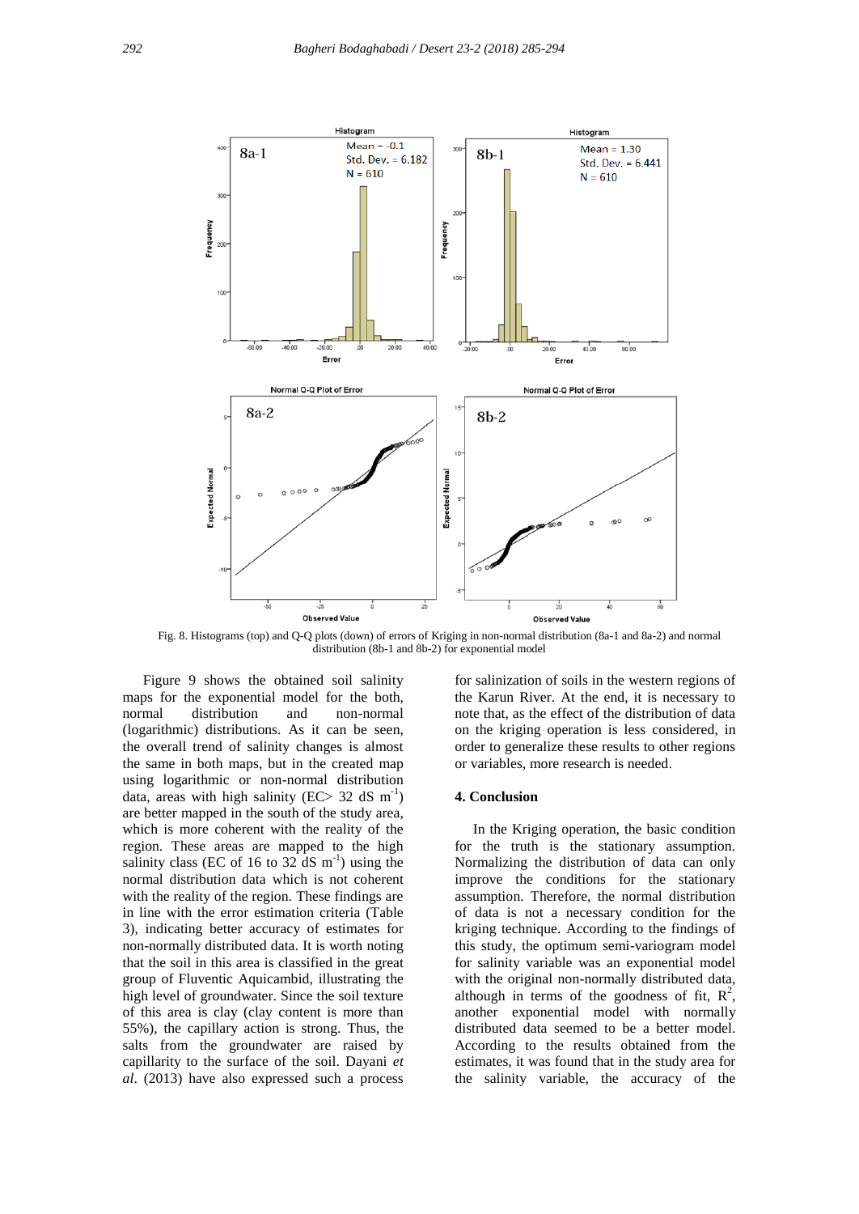Fig. 8. Histograms (top) and Q-Q plots (down) of errors of Kriging in non-normal distribution (8a-1 and 8a-2) and normal distribution (8b-1 and 8b-2) for exponential model

Figure 9 shows the obtained soil salinity maps for the exponential model for the both, normal distribution and non-normal (logarithmic) distributions. As it can be seen, the overall trend of salinity changes is almost the same in both maps, but in the created map using logarithmic or non-normal distribution data, areas with high salinity (EC> 32 dS $m^{-1}$) are better mapped in the south of the study area, which is more coherent with the reality of the region. These areas are mapped to the high salinity class (EC of 16 to 32 dS $m^{-1}$) using the normal distribution data which is not coherent with the reality of the region. These findings are in line with the error estimation criteria (Table 3), indicating better accuracy of estimates for non-normally distributed data. It is worth noting that the soil in this area is classified in the great group of Fluventic Aquicambid, illustrating the high level of groundwater. Since the soil texture of this area is clay (clay content is more than 55%), the capillary action is strong. Thus, the salts from the groundwater are raised by capillarity to the surface of the soil. Dayani *et al*. (2013) have also expressed such a process for salinization of soils in the western regions of the Karun River. At the end, it is necessary to note that, as the effect of the distribution of data on the kriging operation is less considered, in order to generalize these results to other regions or variables, more research is needed.

## 4. Conclusion

In the Kriging operation, the basic condition for the truth is the stationary assumption. Normalizing the distribution of data can only improve the conditions for the stationary assumption. Therefore, the normal distribution of data is not a necessary condition for the kriging technique. According to the findings of this study, the optimum semi-variogram model for salinity variable was an exponential model with the original non-normally distributed data, although in terms of the goodness of fit, $R^2$, another exponential model with normally distributed data seemed to be a better model. According to the results obtained from the estimates, it was found that in the study area for the salinity variable, the accuracy of the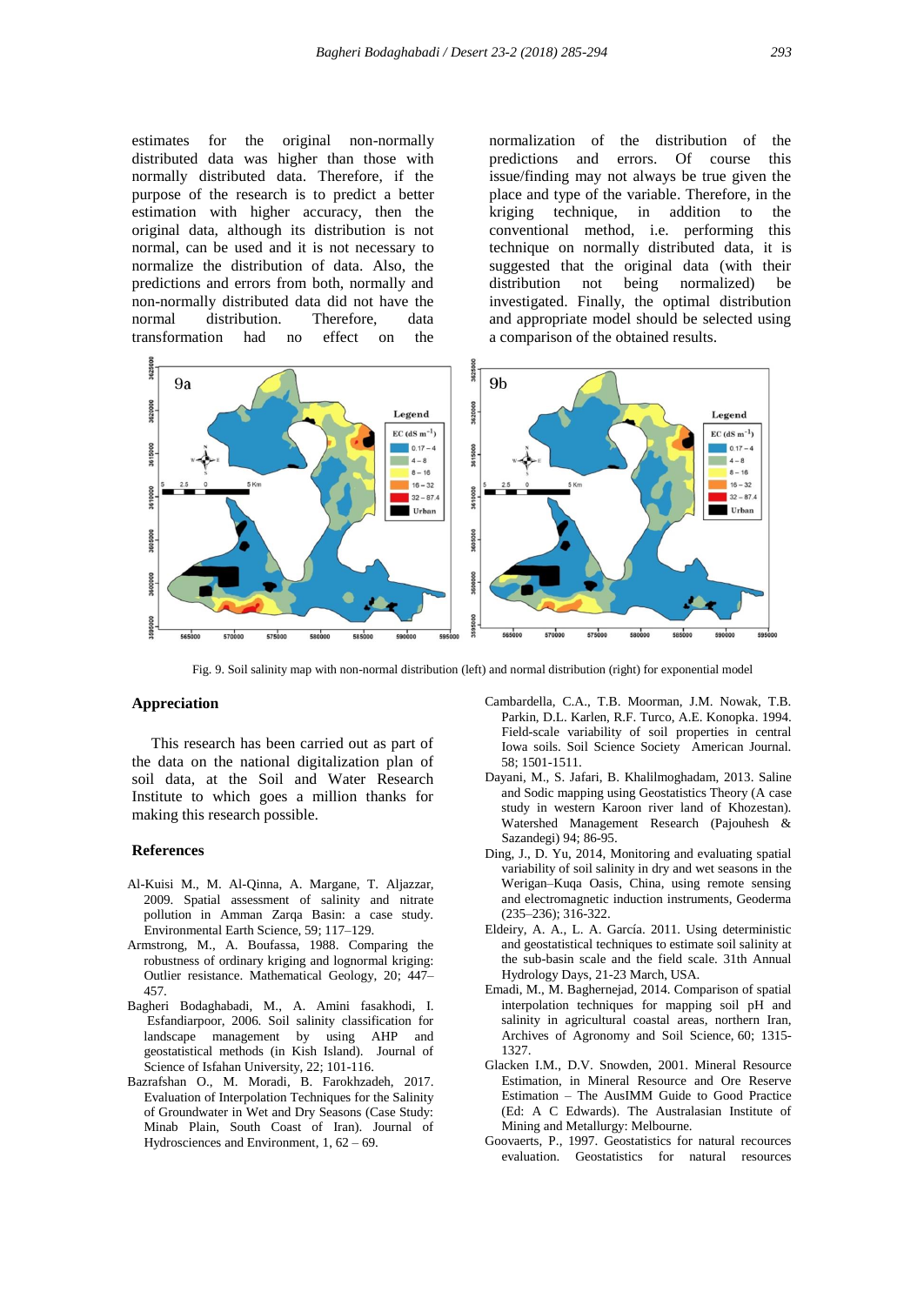estimates for the original non-normally distributed data was higher than those with normally distributed data. Therefore, if the purpose of the research is to predict a better estimation with higher accuracy, then the original data, although its distribution is not normal, can be used and it is not necessary to normalize the distribution of data. Also, the predictions and errors from both, normally and non-normally distributed data did not have the normal distribution. Therefore, data transformation had no effect on the normalization of the distribution of the predictions and errors. Of course this issue/finding may not always be true given the place and type of the variable. Therefore, in the kriging technique, in addition to the conventional method, i.e. performing this technique on normally distributed data, it is suggested that the original data (with their distribution not being normalized) be investigated. Finally, the optimal distribution and appropriate model should be selected using a comparison of the obtained results.

9a

Legend

EC (dS m$^{-1}$)

0.17 – 4

4 – 8

8 – 16

16 – 32

32 – 87.4

Urban

5 2.5 0 5 Km

3625000 3620000 3615000 3610000 3605000 3600000 3595000

565000 570000 575000 580000 585000 590000 595000

9b

Legend

EC (dS m$^{-1}$)

0.17 – 4

4 – 8

8 – 16

16 – 32

32 – 87.4

Urban

5 2.5 0 5 Km

3625000 3620000 3615000 3610000 3605000 3600000 3595000

565000 570000 575000 580000 585000 590000 595000

Fig. 9. Soil salinity map with non-normal distribution (left) and normal distribution (right) for exponential model

## Appreciation

This research has been carried out as part of the data on the national digitalization plan of soil data, at the Soil and Water Research Institute to which goes a million thanks for making this research possible.

## References

Al-Kuisi M., M. Al-Qinna, A. Margane, T. Aljazzar, 2009. Spatial assessment of salinity and nitrate pollution in Amman Zarqa Basin: a case study. Environmental Earth Science, 59; 117–129.

Armstrong, M., A. Boufassa, 1988. Comparing the robustness of ordinary kriging and lognormal kriging: Outlier resistance. Mathematical Geology, 20; 447–457.

Bagheri Bodaghabadi, M., A. Amini fasakhodi, I. Esfandiarpoor, 2006. Soil salinity classification for landscape management by using AHP and geostatistical methods (in Kish Island). Journal of Science of Isfahan University, 22; 101-116.

Bazrafshan O., M. Moradi, B. Farokhzadeh, 2017. Evaluation of Interpolation Techniques for the Salinity of Groundwater in Wet and Dry Seasons (Case Study: Minab Plain, South Coast of Iran). Journal of Hydrosciences and Environment, 1, 62 – 69.

Cambardella, C.A., T.B. Moorman, J.M. Nowak, T.B. Parkin, D.L. Karlen, R.F. Turco, A.E. Konopka. 1994. Field-scale variability of soil properties in central Iowa soils. Soil Science Society American Journal. 58; 1501-1511.

Dayani, M., S. Jafari, B. Khalilmoghadam, 2013. Saline and Sodic mapping using Geostatistics Theory (A case study in western Karoon river land of Khozestan). Watershed Management Research (Pajouhesh & Sazandegi) 94; 86-95.

Ding, J., D. Yu, 2014, Monitoring and evaluating spatial variability of soil salinity in dry and wet seasons in the Werigan–Kuqa Oasis, China, using remote sensing and electromagnetic induction instruments, Geoderma (235–236); 316-322.

Eldeiry, A. A., L. A. García. 2011. Using deterministic and geostatistical techniques to estimate soil salinity at the sub-basin scale and the field scale. 31th Annual Hydrology Days, 21-23 March, USA.

Emadi, M., M. Baghernejad, 2014. Comparison of spatial interpolation techniques for mapping soil pH and salinity in agricultural coastal areas, northern Iran, Archives of Agronomy and Soil Science, 60; 1315-1327.

Glacken I.M., D.V. Snowden, 2001. Mineral Resource Estimation, in Mineral Resource and Ore Reserve Estimation – The AusIMM Guide to Good Practice (Ed: A C Edwards). The Australasian Institute of Mining and Metallurgy: Melbourne.

Goovaerts, P., 1997. Geostatistics for natural recources evaluation. Geostatistics for natural resources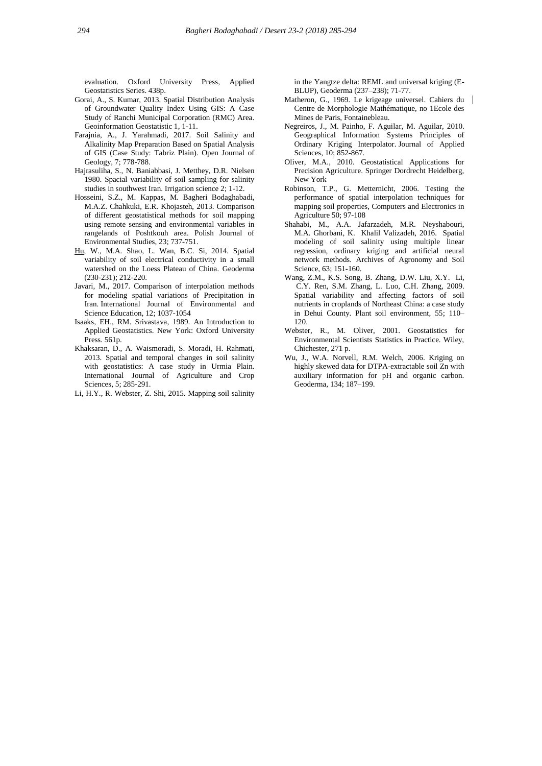evaluation. Oxford University Press, Applied Geostatistics Series. 438p.

Gorai, A., S. Kumar, 2013. Spatial Distribution Analysis of Groundwater Quality Index Using GIS: A Case Study of Ranchi Municipal Corporation (RMC) Area. Geoinformation Geostatistic 1, 1-11.

Farajnia, A., J. Yarahmadi, 2017. Soil Salinity and Alkalinity Map Preparation Based on Spatial Analysis of GIS (Case Study: Tabriz Plain). Open Journal of Geology, 7; 778-788.

Hajrasuliha, S., N. Baniabbasi, J. Metthey, D.R. Nielsen 1980. Spacial variability of soil sampling for salinity studies in southwest Iran. Irrigation science 2; 1-12.

Hosseini, S.Z., M. Kappas, M. Bagheri Bodaghabadi, M.A.Z. Chahkuki, E.R. Khojasteh, 2013. Comparison of different geostatistical methods for soil mapping using remote sensing and environmental variables in rangelands of Poshtkouh area. Polish Journal of Environmental Studies, 23; 737-751.

Hu, W., M.A. Shao, L. Wan, B.C. Si, 2014. Spatial variability of soil electrical conductivity in a small watershed on the Loess Plateau of China. Geoderma (230-231); 212-220.

Javari, M., 2017. Comparison of interpolation methods for modeling spatial variations of Precipitation in Iran. International Journal of Environmental and Science Education, 12; 1037-1054

Isaaks, EH., RM. Srivastava, 1989. An Introduction to Applied Geostatistics. New York: Oxford University Press. 561p.

Khaksaran, D., A. Waismoradi, S. Moradi, H. Rahmati, 2013. Spatial and temporal changes in soil salinity with geostatistics: A case study in Urmia Plain. International Journal of Agriculture and Crop Sciences, 5; 285-291.

Li, H.Y., R. Webster, Z. Shi, 2015. Mapping soil salinity in the Yangtze delta: REML and universal kriging (E-BLUP), Geoderma (237–238); 71-77.

Matheron, G., 1969. Le krigeage universel. Cahiers du Centre de Morphologie Mathématique, no 1Ecole des Mines de Paris, Fontainebleau.

Negreiros, J., M. Painho, F. Aguilar, M. Aguilar, 2010. Geographical Information Systems Principles of Ordinary Kriging Interpolator. Journal of Applied Sciences, 10; 852-867.

Oliver, M.A., 2010. Geostatistical Applications for Precision Agriculture. Springer Dordrecht Heidelberg, New York

Robinson, T.P., G. Metternicht, 2006. Testing the performance of spatial interpolation techniques for mapping soil properties, Computers and Electronics in Agriculture 50; 97-108

Shahabi, M., A.A. Jafarzadeh, M.R. Neyshabouri, M.A. Ghorbani, K. Khalil Valizadeh, 2016. Spatial modeling of soil salinity using multiple linear regression, ordinary kriging and artificial neural network methods. Archives of Agronomy and Soil Science, 63; 151-160.

Wang, Z.M., K.S. Song, B. Zhang, D.W. Liu, X.Y. Li, C.Y. Ren, S.M. Zhang, L. Luo, C.H. Zhang, 2009. Spatial variability and affecting factors of soil nutrients in croplands of Northeast China: a case study in Dehui County. Plant soil environment, 55; 110–120.

Webster, R., M. Oliver, 2001. Geostatistics for Environmental Scientists Statistics in Practice. Wiley, Chichester, 271 p.

Wu, J., W.A. Norvell, R.M. Welch, 2006. Kriging on highly skewed data for DTPA-extractable soil Zn with auxiliary information for pH and organic carbon. Geoderma, 134; 187–199.